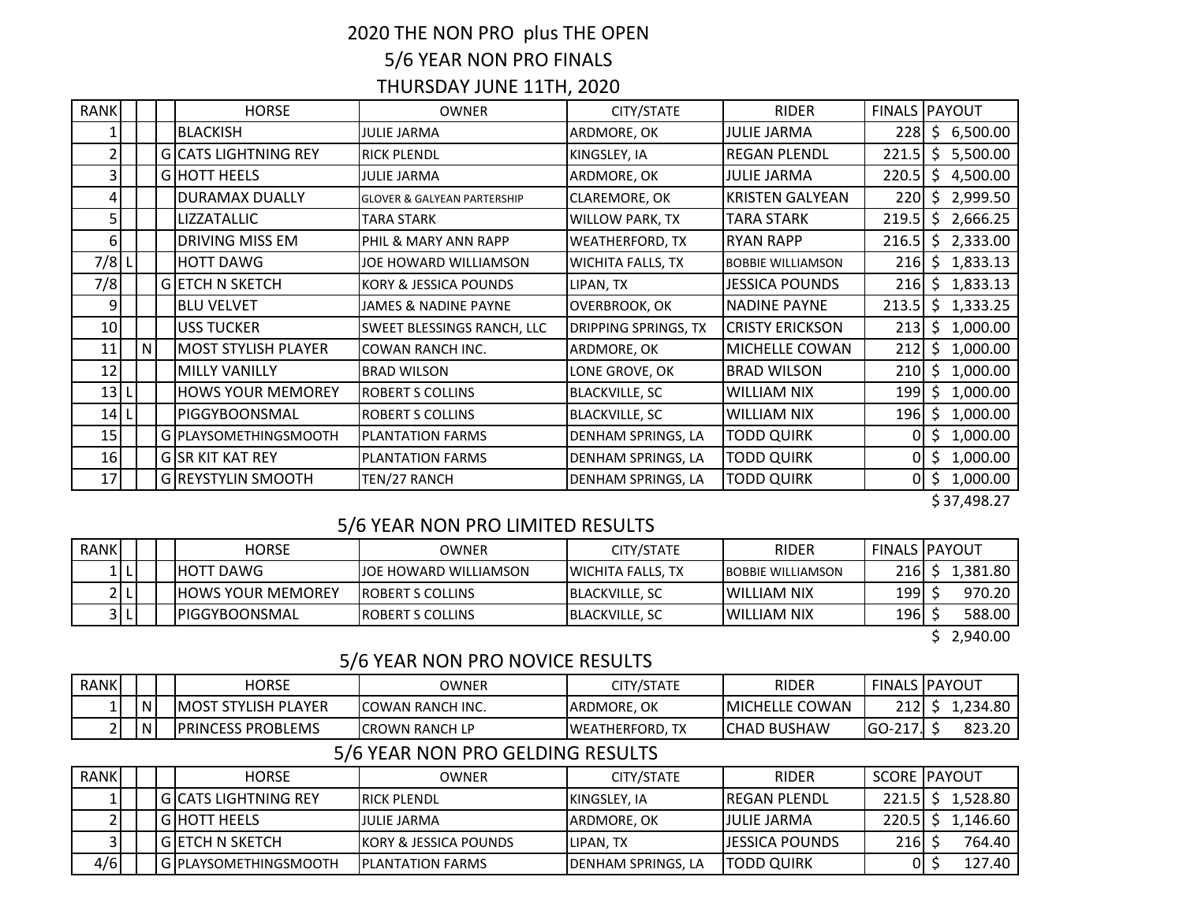# 2020 THE NON PRO plus THE OPEN

## 5/6 YEAR NON PRO FINALS

### THURSDAY JUNE 11TH, 2020

| RANK | | | | HORSE | OWNER | CITY/STATE | RIDER | FINALS | PAYOUT |
|---|---|---|---|---|---|---|---|---|---|
| 1 | | | | BLACKISH | JULIE JARMA | ARDMORE, OK | JULIE JARMA | 228 | $ 6,500.00 |
| 2 | | | G | CATS LIGHTNING REY | RICK PLENDL | KINGSLEY, IA | REGAN PLENDL | 221.5 | $ 5,500.00 |
| 3 | | | G | HOTT HEELS | JULIE JARMA | ARDMORE, OK | JULIE JARMA | 220.5 | $ 4,500.00 |
| 4 | | | | DURAMAX DUALLY | GLOVER & GALYEAN PARTERSHIP | CLAREMORE, OK | KRISTEN GALYEAN | 220 | $ 2,999.50 |
| 5 | | | | LIZZATALLIC | TARA STARK | WILLOW PARK, TX | TARA STARK | 219.5 | $ 2,666.25 |
| 6 | | | | DRIVING MISS EM | PHIL & MARY ANN RAPP | WEATHERFORD, TX | RYAN RAPP | 216.5 | $ 2,333.00 |
| 7/8 | L | | | HOTT DAWG | JOE HOWARD WILLIAMSON | WICHITA FALLS, TX | BOBBIE WILLIAMSON | 216 | $ 1,833.13 |
| 7/8 | | | G | ETCH N SKETCH | KORY & JESSICA POUNDS | LIPAN, TX | JESSICA POUNDS | 216 | $ 1,833.13 |
| 9 | | | | BLU VELVET | JAMES & NADINE PAYNE | OVERBROOK, OK | NADINE PAYNE | 213.5 | $ 1,333.25 |
| 10 | | | | USS TUCKER | SWEET BLESSINGS RANCH, LLC | DRIPPING SPRINGS, TX | CRISTY ERICKSON | 213 | $ 1,000.00 |
| 11 | | N | | MOST STYLISH PLAYER | COWAN RANCH INC. | ARDMORE, OK | MICHELLE COWAN | 212 | $ 1,000.00 |
| 12 | | | | MILLY VANILLY | BRAD WILSON | LONE GROVE, OK | BRAD WILSON | 210 | $ 1,000.00 |
| 13 | L | | | HOWS YOUR MEMOREY | ROBERT S COLLINS | BLACKVILLE, SC | WILLIAM NIX | 199 | $ 1,000.00 |
| 14 | L | | | PIGGYBOONSMAL | ROBERT S COLLINS | BLACKVILLE, SC | WILLIAM NIX | 196 | $ 1,000.00 |
| 15 | | | G | PLAYSOMETHINGSMOOTH | PLANTATION FARMS | DENHAM SPRINGS, LA | TODD QUIRK | 0 | $ 1,000.00 |
| 16 | | | G | SR KIT KAT REY | PLANTATION FARMS | DENHAM SPRINGS, LA | TODD QUIRK | 0 | $ 1,000.00 |
| 17 | | | G | REYSTYLIN SMOOTH | TEN/27 RANCH | DENHAM SPRINGS, LA | TODD QUIRK | 0 | $ 1,000.00 |
| | | | | | | | | | $ 37,498.27 |

## 5/6 YEAR NON PRO LIMITED RESULTS

| RANK | | | | HORSE | OWNER | CITY/STATE | RIDER | FINALS | PAYOUT |
|---|---|---|---|---|---|---|---|---|---|
| 1 | L | | | HOTT DAWG | JOE HOWARD WILLIAMSON | WICHITA FALLS, TX | BOBBIE WILLIAMSON | 216 | $ 1,381.80 |
| 2 | L | | | HOWS YOUR MEMOREY | ROBERT S COLLINS | BLACKVILLE, SC | WILLIAM NIX | 199 | $ 970.20 |
| 3 | L | | | PIGGYBOONSMAL | ROBERT S COLLINS | BLACKVILLE, SC | WILLIAM NIX | 196 | $ 588.00 |
| | | | | | | | | | $ 2,940.00 |

## 5/6 YEAR NON PRO NOVICE RESULTS

| RANK | | | | HORSE | OWNER | CITY/STATE | RIDER | FINALS | PAYOUT |
|---|---|---|---|---|---|---|---|---|---|
| 1 | | N | | MOST STYLISH PLAYER | COWAN RANCH INC. | ARDMORE, OK | MICHELLE COWAN | 212 | $ 1,234.80 |
| 2 | | N | | PRINCESS PROBLEMS | CROWN RANCH LP | WEATHERFORD, TX | CHAD BUSHAW | GO-217. | $ 823.20 |

## 5/6 YEAR NON PRO GELDING RESULTS

| RANK | | | | HORSE | OWNER | CITY/STATE | RIDER | SCORE | PAYOUT |
|---|---|---|---|---|---|---|---|---|---|
| 1 | | | G | CATS LIGHTNING REY | RICK PLENDL | KINGSLEY, IA | REGAN PLENDL | 221.5 | $ 1,528.80 |
| 2 | | | G | HOTT HEELS | JULIE JARMA | ARDMORE, OK | JULIE JARMA | 220.5 | $ 1,146.60 |
| 3 | | | G | ETCH N SKETCH | KORY & JESSICA POUNDS | LIPAN, TX | JESSICA POUNDS | 216 | $ 764.40 |
| 4/6 | | | G | PLAYSOMETHINGSMOOTH | PLANTATION FARMS | DENHAM SPRINGS, LA | TODD QUIRK | 0 | $ 127.40 |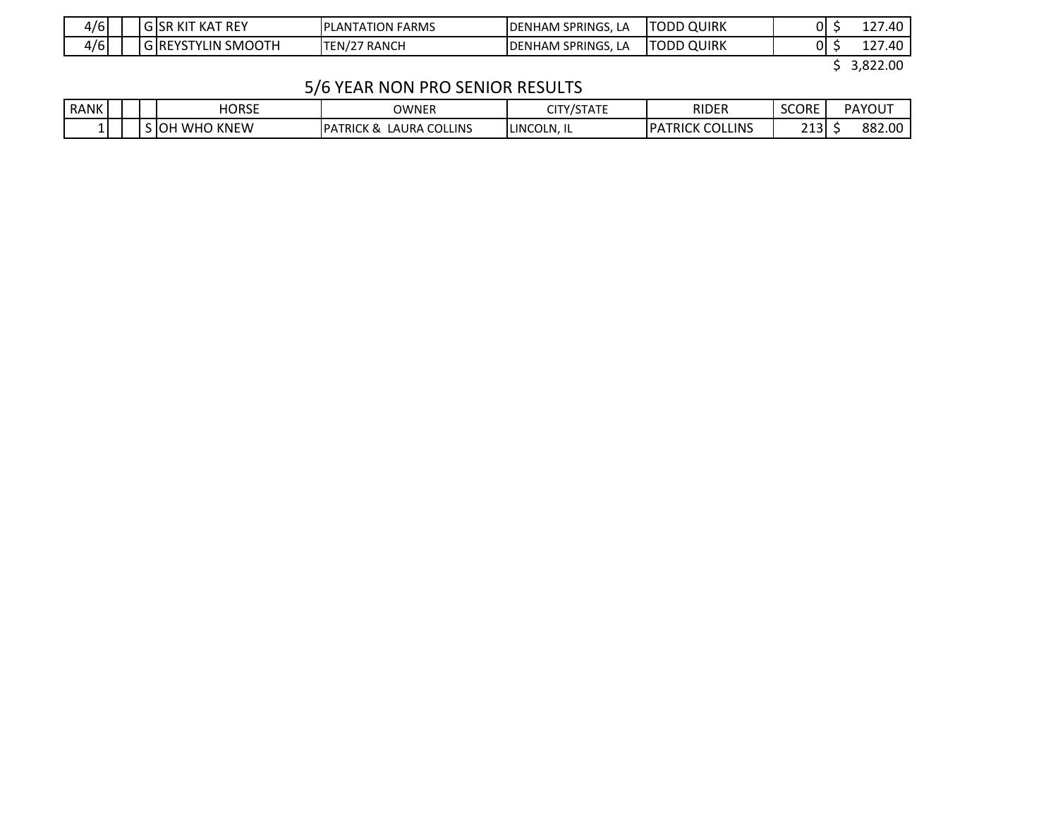| | | | | | | | | | |
|---|---|---|---|---|---|---|---|---|---|
| 4/6 | | | G | SR KIT KAT REY | PLANTATION FARMS | DENHAM SPRINGS, LA | TODD QUIRK | 0 | $ 127.40 |
| 4/6 | | | G | REYSTYLIN SMOOTH | TEN/27 RANCH | DENHAM SPRINGS, LA | TODD QUIRK | 0 | $ 127.40 |
| | | | | | | | | | $ 3,822.00 |

## 5/6 YEAR NON PRO SENIOR RESULTS

| RANK | | | | HORSE | OWNER | CITY/STATE | RIDER | SCORE | PAYOUT |
|---|---|---|---|---|---|---|---|---|---|
| 1 | | | S | OH WHO KNEW | PATRICK & LAURA COLLINS | LINCOLN, IL | PATRICK COLLINS | 213 | $ 882.00 |